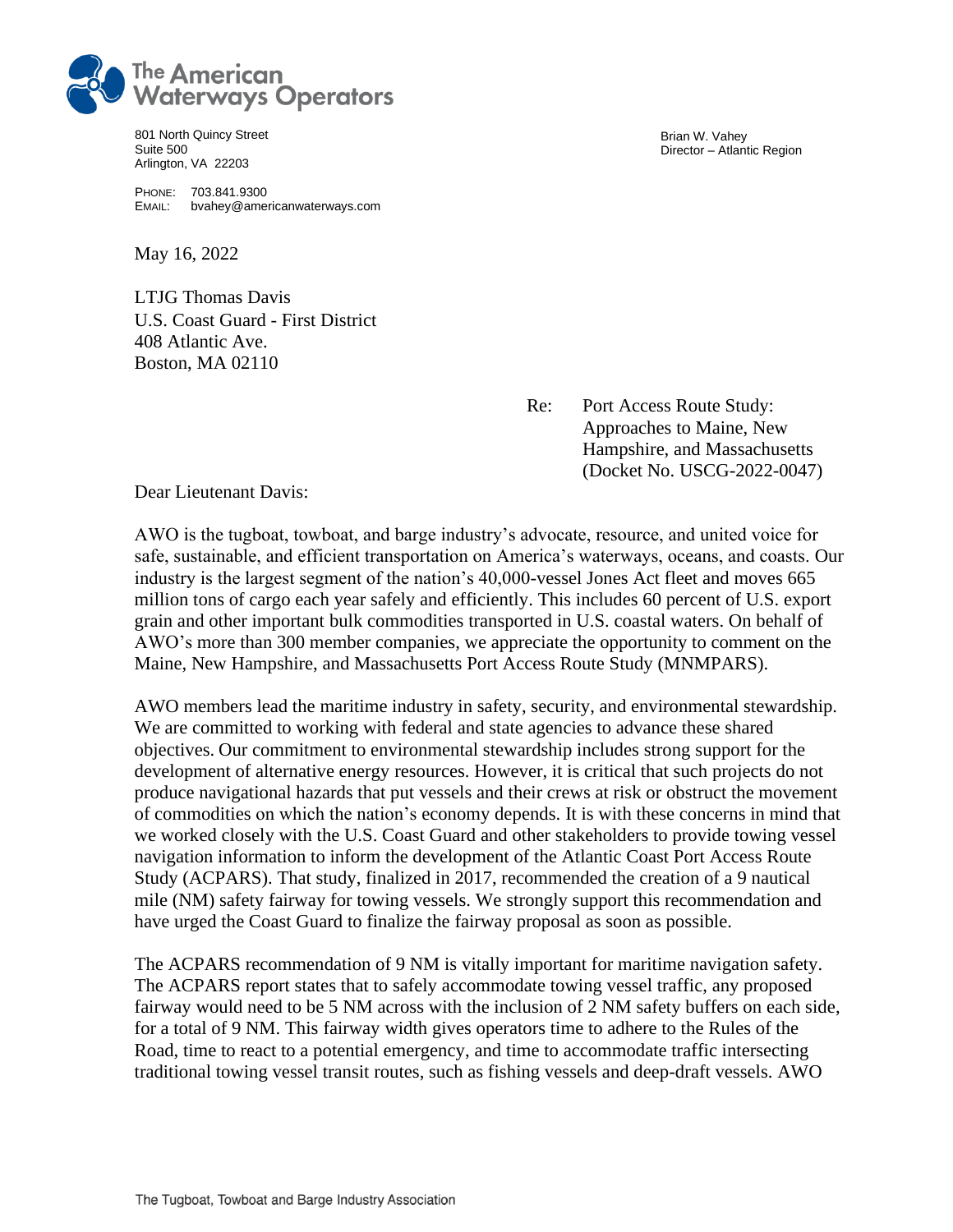# The American Waterways Operators

801 North Quincy Street
Suite 500
Arlington, VA 22203

PHONE: 703.841.9300
EMAIL: bvahey@americanwaterways.com

Brian W. Vahey
Director – Atlantic Region

May 16, 2022

LTJG Thomas Davis
U.S. Coast Guard - First District
408 Atlantic Ave.
Boston, MA 02110

Re: Port Access Route Study: Approaches to Maine, New Hampshire, and Massachusetts (Docket No. USCG-2022-0047)

Dear Lieutenant Davis:

AWO is the tugboat, towboat, and barge industry's advocate, resource, and united voice for safe, sustainable, and efficient transportation on America's waterways, oceans, and coasts. Our industry is the largest segment of the nation's 40,000-vessel Jones Act fleet and moves 665 million tons of cargo each year safely and efficiently. This includes 60 percent of U.S. export grain and other important bulk commodities transported in U.S. coastal waters. On behalf of AWO's more than 300 member companies, we appreciate the opportunity to comment on the Maine, New Hampshire, and Massachusetts Port Access Route Study (MNMPARS).

AWO members lead the maritime industry in safety, security, and environmental stewardship. We are committed to working with federal and state agencies to advance these shared objectives. Our commitment to environmental stewardship includes strong support for the development of alternative energy resources. However, it is critical that such projects do not produce navigational hazards that put vessels and their crews at risk or obstruct the movement of commodities on which the nation's economy depends. It is with these concerns in mind that we worked closely with the U.S. Coast Guard and other stakeholders to provide towing vessel navigation information to inform the development of the Atlantic Coast Port Access Route Study (ACPARS). That study, finalized in 2017, recommended the creation of a 9 nautical mile (NM) safety fairway for towing vessels. We strongly support this recommendation and have urged the Coast Guard to finalize the fairway proposal as soon as possible.

The ACPARS recommendation of 9 NM is vitally important for maritime navigation safety. The ACPARS report states that to safely accommodate towing vessel traffic, any proposed fairway would need to be 5 NM across with the inclusion of 2 NM safety buffers on each side, for a total of 9 NM. This fairway width gives operators time to adhere to the Rules of the Road, time to react to a potential emergency, and time to accommodate traffic intersecting traditional towing vessel transit routes, such as fishing vessels and deep-draft vessels. AWO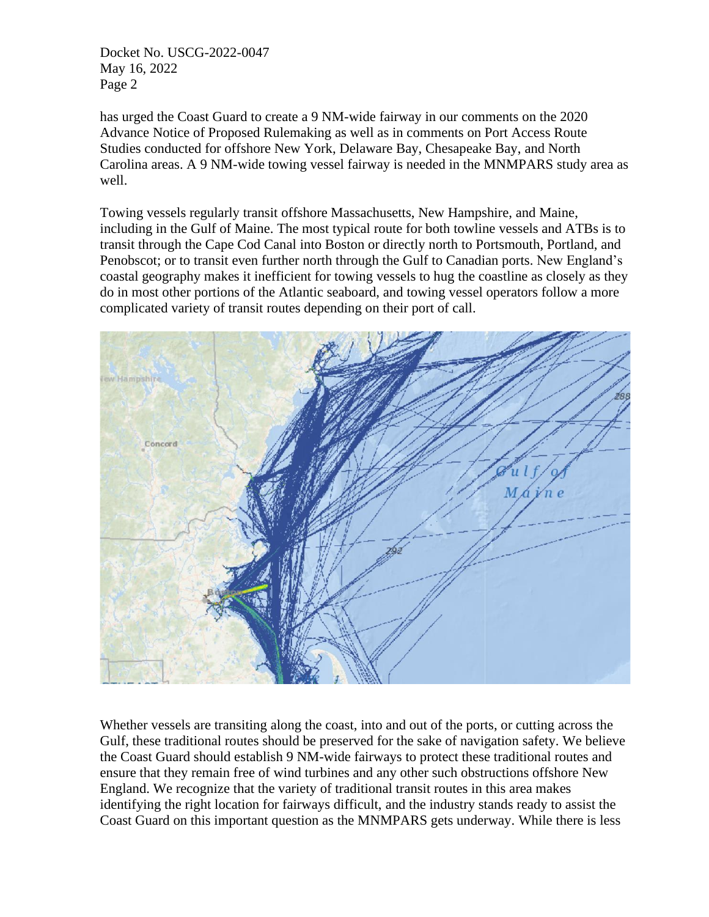has urged the Coast Guard to create a 9 NM-wide fairway in our comments on the 2020 Advance Notice of Proposed Rulemaking as well as in comments on Port Access Route Studies conducted for offshore New York, Delaware Bay, Chesapeake Bay, and North Carolina areas. A 9 NM-wide towing vessel fairway is needed in the MNMPARS study area as well.

Towing vessels regularly transit offshore Massachusetts, New Hampshire, and Maine, including in the Gulf of Maine. The most typical route for both towline vessels and ATBs is to transit through the Cape Cod Canal into Boston or directly north to Portsmouth, Portland, and Penobscot; or to transit even further north through the Gulf to Canadian ports. New England's coastal geography makes it inefficient for towing vessels to hug the coastline as closely as they do in most other portions of the Atlantic seaboard, and towing vessel operators follow a more complicated variety of transit routes depending on their port of call.

Whether vessels are transiting along the coast, into and out of the ports, or cutting across the Gulf, these traditional routes should be preserved for the sake of navigation safety. We believe the Coast Guard should establish 9 NM-wide fairways to protect these traditional routes and ensure that they remain free of wind turbines and any other such obstructions offshore New England. We recognize that the variety of traditional transit routes in this area makes identifying the right location for fairways difficult, and the industry stands ready to assist the Coast Guard on this important question as the MNMPARS gets underway. While there is less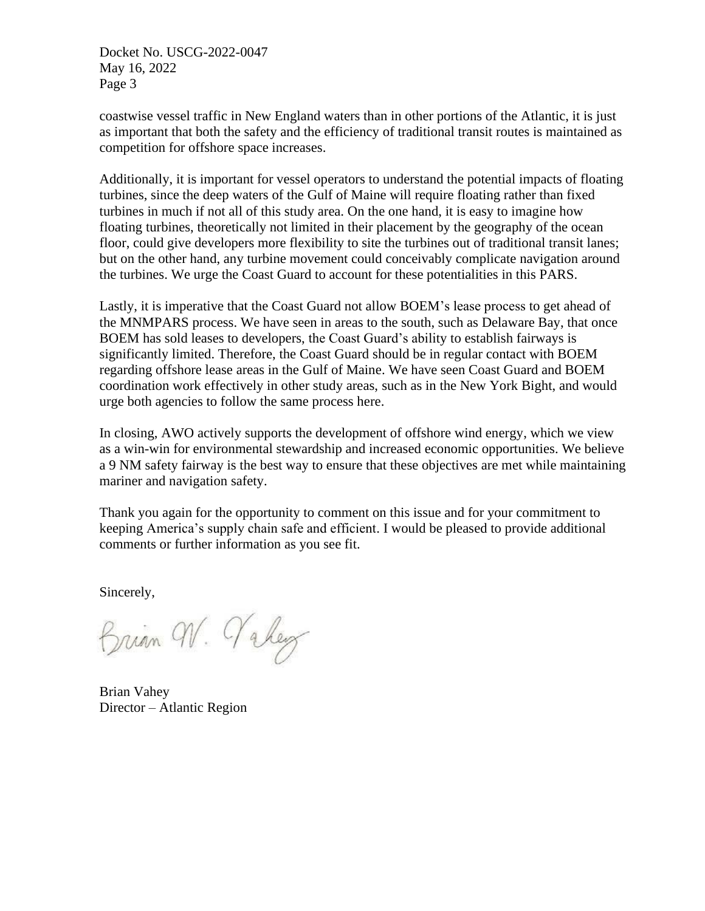coastwise vessel traffic in New England waters than in other portions of the Atlantic, it is just as important that both the safety and the efficiency of traditional transit routes is maintained as competition for offshore space increases.

Additionally, it is important for vessel operators to understand the potential impacts of floating turbines, since the deep waters of the Gulf of Maine will require floating rather than fixed turbines in much if not all of this study area. On the one hand, it is easy to imagine how floating turbines, theoretically not limited in their placement by the geography of the ocean floor, could give developers more flexibility to site the turbines out of traditional transit lanes; but on the other hand, any turbine movement could conceivably complicate navigation around the turbines. We urge the Coast Guard to account for these potentialities in this PARS.

Lastly, it is imperative that the Coast Guard not allow BOEM's lease process to get ahead of the MNMPARS process. We have seen in areas to the south, such as Delaware Bay, that once BOEM has sold leases to developers, the Coast Guard's ability to establish fairways is significantly limited. Therefore, the Coast Guard should be in regular contact with BOEM regarding offshore lease areas in the Gulf of Maine. We have seen Coast Guard and BOEM coordination work effectively in other study areas, such as in the New York Bight, and would urge both agencies to follow the same process here.

In closing, AWO actively supports the development of offshore wind energy, which we view as a win-win for environmental stewardship and increased economic opportunities. We believe a 9 NM safety fairway is the best way to ensure that these objectives are met while maintaining mariner and navigation safety.

Thank you again for the opportunity to comment on this issue and for your commitment to keeping America's supply chain safe and efficient. I would be pleased to provide additional comments or further information as you see fit.

Sincerely,

Brian W. Vahey

Brian Vahey
Director – Atlantic Region